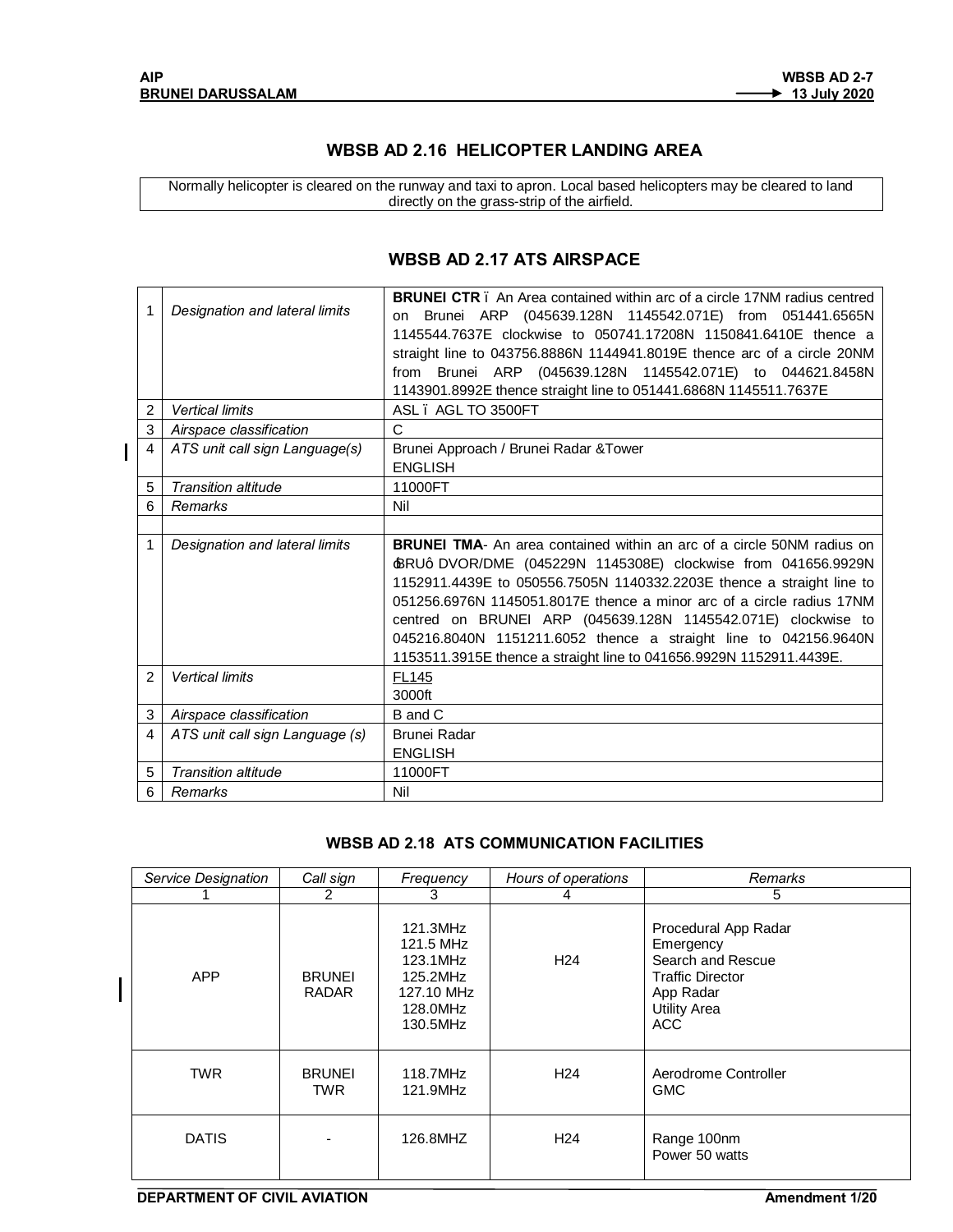## WBSB AD 2.16 HELICOPTER LANDING AREA

| Normally helicopter is cleared on the runway and taxi to apron. Local based helicopters may be cleared to land directly on the grass-strip of the airfield. |
|---|

## WBSB AD 2.17 ATS AIRSPACE

| | | |
|---|---|---|
| 1 | *Designation and lateral limits* | **BRUNEI CTR** – An Area contained within arc of a circle 17NM radius centred on Brunei ARP (045639.128N 1145542.071E) from 051441.6565N 1145544.7637E clockwise to 050741.17208N 1150841.6410E thence a straight line to 043756.8886N 1144941.8019E thence arc of a circle 20NM from Brunei ARP (045639.128N 1145542.071E) to 044621.8458N 1143901.8992E thence straight line to 051441.6868N 1145511.7637E |
| 2 | *Vertical limits* | ASL – AGL TO 3500FT |
| 3 | *Airspace classification* | C |
| 4 | *ATS unit call sign Language(s)* | Brunei Approach / Brunei Radar &Tower<br>ENGLISH |
| 5 | *Transition altitude* | 11000FT |
| 6 | *Remarks* | Nil |
| | | |
| 1 | *Designation and lateral limits* | **BRUNEI TMA**- An area contained within an arc of a circle 50NM radius on "BRU" DVOR/DME (045229N 1145308E) clockwise from 041656.9929N 1152911.4439E to 050556.7505N 1140332.2203E thence a straight line to 051256.6976N 1145051.8017E thence a minor arc of a circle radius 17NM centred on BRUNEI ARP (045639.128N 1145542.071E) clockwise to 045216.8040N 1151211.6052 thence a straight line to 042156.9640N 1153511.3915E thence a straight line to 041656.9929N 1152911.4439E. |
| 2 | *Vertical limits* | FL145<br>3000ft |
| 3 | *Airspace classification* | B and C |
| 4 | *ATS unit call sign Language (s)* | Brunei Radar<br>ENGLISH |
| 5 | *Transition altitude* | 11000FT |
| 6 | *Remarks* | Nil |

### WBSB AD 2.18 ATS COMMUNICATION FACILITIES

| *Service Designation* | *Call sign* | *Frequency* | *Hours of operations* | *Remarks* |
|---|---|---|---|---|
| 1 | 2 | 3 | 4 | 5 |
| APP | BRUNEI RADAR | 121.3MHz<br>121.5 MHz<br>123.1MHz<br>125.2MHz<br>127.10 MHz<br>128.0MHz<br>130.5MHz | H24 | Procedural App Radar<br>Emergency<br>Search and Rescue<br>Traffic Director<br>App Radar<br>Utility Area<br>ACC |
| TWR | BRUNEI TWR | 118.7MHz<br>121.9MHz | H24 | Aerodrome Controller<br>GMC |
| DATIS | - | 126.8MHZ | H24 | Range 100nm<br>Power 50 watts |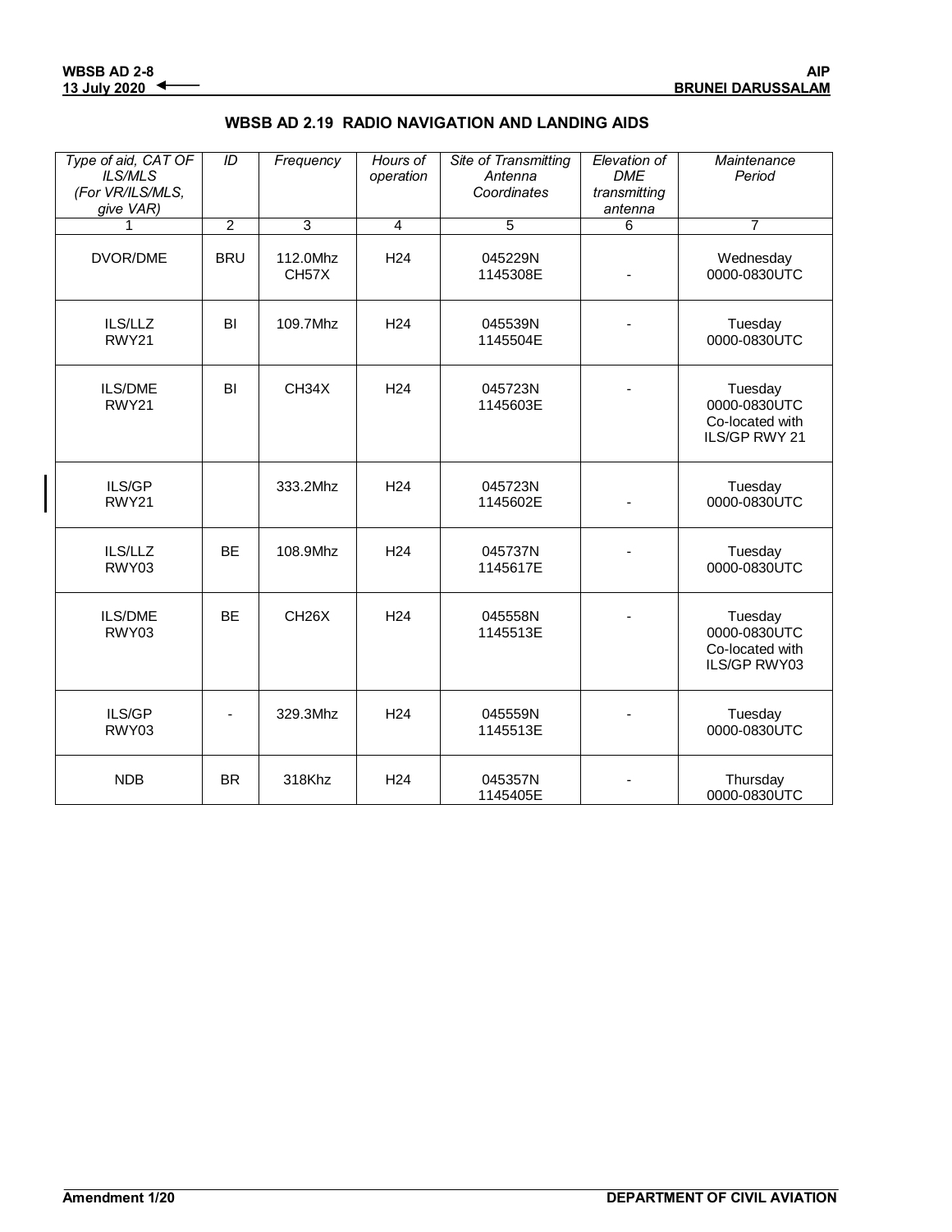## WBSB AD 2.19 RADIO NAVIGATION AND LANDING AIDS

| *Type of aid, CAT OF ILS/MLS (For VR/ILS/MLS, give VAR)* | *ID* | *Frequency* | *Hours of operation* | *Site of Transmitting Antenna Coordinates* | *Elevation of DME transmitting antenna* | *Maintenance Period* |
|---|---|---|---|---|---|---|
| 1 | 2 | 3 | 4 | 5 | 6 | 7 |
| DVOR/DME | BRU | 112.0Mhz CH57X | H24 | 045229N 1145308E | - | Wednesday 0000-0830UTC |
| ILS/LLZ RWY21 | BI | 109.7Mhz | H24 | 045539N 1145504E | - | Tuesday 0000-0830UTC |
| ILS/DME RWY21 | BI | CH34X | H24 | 045723N 1145603E | - | Tuesday 0000-0830UTC Co-located with ILS/GP RWY 21 |
| ILS/GP RWY21 | | 333.2Mhz | H24 | 045723N 1145602E | - | Tuesday 0000-0830UTC |
| ILS/LLZ RWY03 | BE | 108.9Mhz | H24 | 045737N 1145617E | - | Tuesday 0000-0830UTC |
| ILS/DME RWY03 | BE | CH26X | H24 | 045558N 1145513E | - | Tuesday 0000-0830UTC Co-located with ILS/GP RWY03 |
| ILS/GP RWY03 | - | 329.3Mhz | H24 | 045559N 1145513E | - | Tuesday 0000-0830UTC |
| NDB | BR | 318Khz | H24 | 045357N 1145405E | - | Thursday 0000-0830UTC |